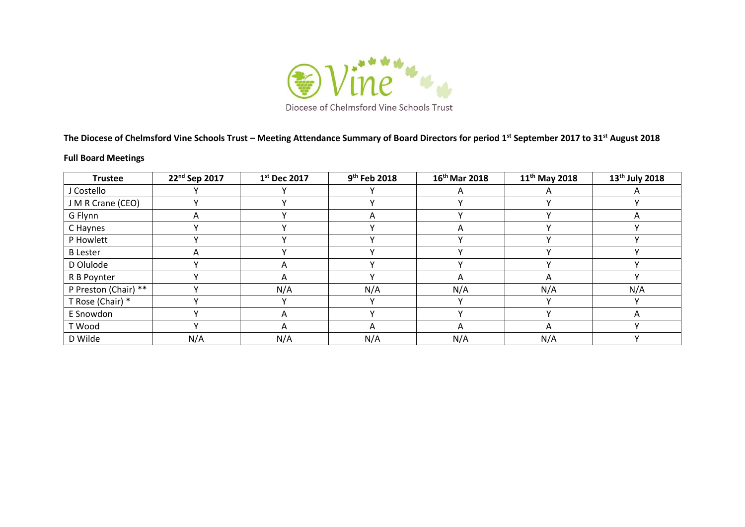Diocese of Chelmsford Vine Schools Trust

**The Diocese of Chelmsford Vine Schools Trust – Meeting Attendance Summary of Board Directors for period 1st September 2017 to 31st August 2018**

**Full Board Meetings**

| Trustee | 22nd Sep 2017 | 1st Dec 2017 | 9th Feb 2018 | 16th Mar 2018 | 11th May 2018 | 13th July 2018 |
|---|---|---|---|---|---|---|
| J Costello | Y | Y | Y | A | A | A |
| J M R Crane (CEO) | Y | Y | Y | Y | Y | Y |
| G Flynn | A | Y | A | Y | Y | A |
| C Haynes | Y | Y | Y | A | Y | Y |
| P Howlett | Y | Y | Y | Y | Y | Y |
| B Lester | A | Y | Y | Y | Y | Y |
| D Olulode | Y | A | Y | Y | Y | Y |
| R B Poynter | Y | A | Y | A | A | Y |
| P Preston (Chair) ** | Y | N/A | N/A | N/A | N/A | N/A |
| T Rose (Chair) * | Y | Y | Y | Y | Y | Y |
| E Snowdon | Y | A | Y | Y | Y | A |
| T Wood | Y | A | A | A | A | Y |
| D Wilde | N/A | N/A | N/A | N/A | N/A | Y |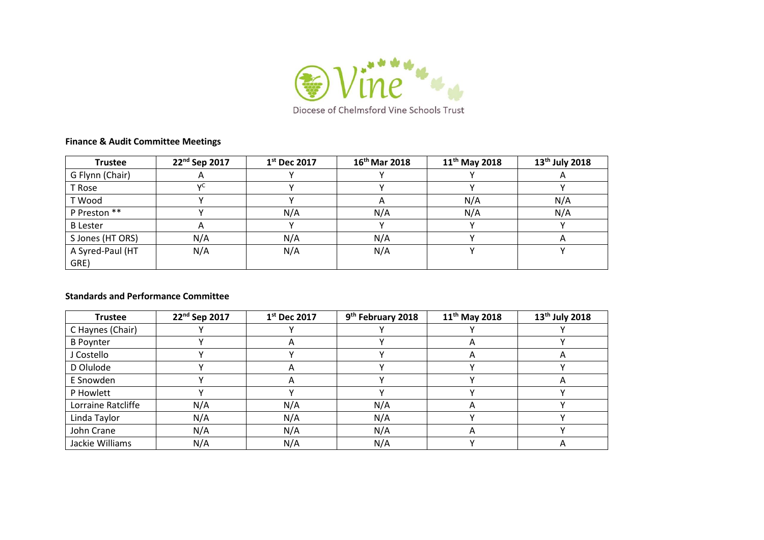Diocese of Chelmsford Vine Schools Trust

**Finance & Audit Committee Meetings**

| Trustee | 22nd Sep 2017 | 1st Dec 2017 | 16th Mar 2018 | 11th May 2018 | 13th July 2018 |
|---|---|---|---|---|---|
| G Flynn (Chair) | A | Y | Y | Y | A |
| T Rose | Y[C] | Y | Y | Y | Y |
| T Wood | Y | Y | A | N/A | N/A |
| P Preston ** | Y | N/A | N/A | N/A | N/A |
| B Lester | A | Y | Y | Y | Y |
| S Jones (HT ORS) | N/A | N/A | N/A | Y | A |
| A Syred-Paul (HT GRE) | N/A | N/A | N/A | Y | Y |

**Standards and Performance Committee**

| Trustee | 22nd Sep 2017 | 1st Dec 2017 | 9th February 2018 | 11th May 2018 | 13th July 2018 |
|---|---|---|---|---|---|
| C Haynes (Chair) | Y | Y | Y | Y | Y |
| B Poynter | Y | A | Y | A | Y |
| J Costello | Y | Y | Y | A | A |
| D Olulode | Y | A | Y | Y | Y |
| E Snowden | Y | A | Y | Y | A |
| P Howlett | Y | Y | Y | Y | Y |
| Lorraine Ratcliffe | N/A | N/A | N/A | A | Y |
| Linda Taylor | N/A | N/A | N/A | Y | Y |
| John Crane | N/A | N/A | N/A | A | Y |
| Jackie Williams | N/A | N/A | N/A | Y | A |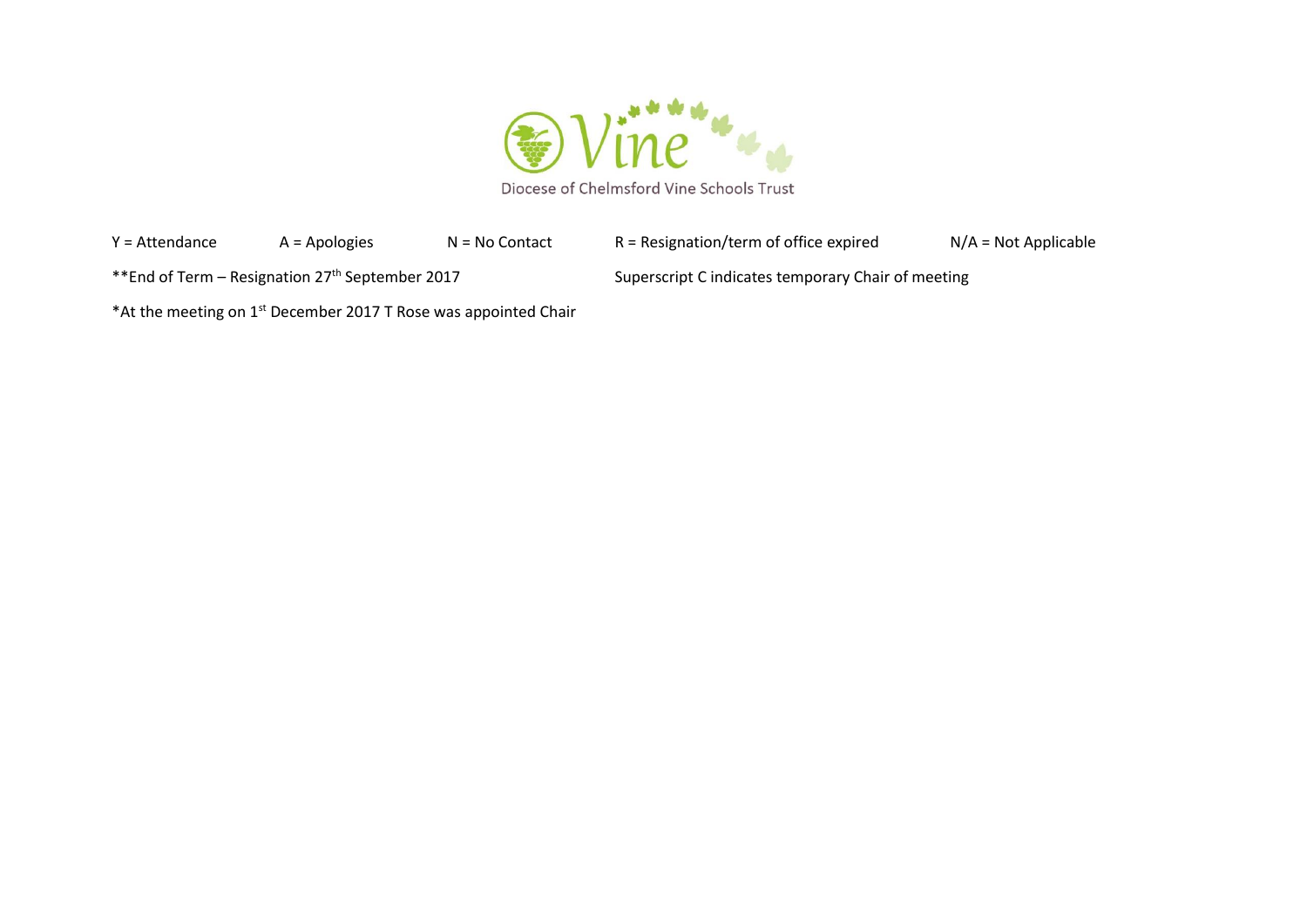Diocese of Chelmsford Vine Schools Trust

Y = Attendance    A = Apologies    N = No Contact    R = Resignation/term of office expired    N/A = Not Applicable

**End of Term – Resignation 27th September 2017    Superscript C indicates temporary Chair of meeting

*At the meeting on 1st December 2017 T Rose was appointed Chair